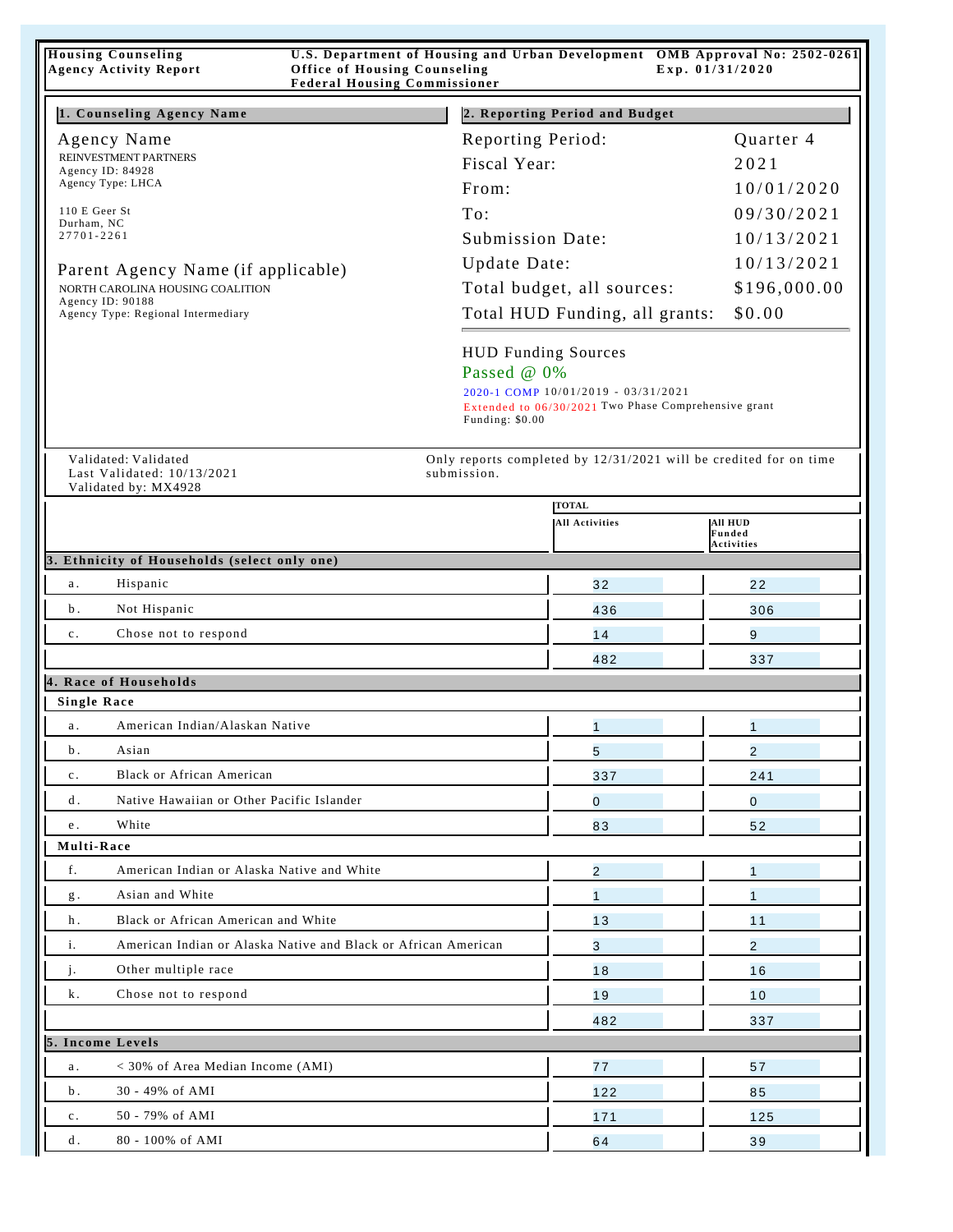**Housing Counseling Agency Activity Report**

**U.S. Department of Housing and Urban Development**
**Office of Housing Counseling**
**Federal Housing Commissioner**

**OMB Approval No: 2502-0261**
**Exp. 01/31/2020**

## 1. Counseling Agency Name

Agency Name
REINVESTMENT PARTNERS
Agency ID: 84928
Agency Type: LHCA

110 E Geer St
Durham, NC
27701-2261

Parent Agency Name (if applicable)
NORTH CAROLINA HOUSING COALITION
Agency ID: 90188
Agency Type: Regional Intermediary

## 2. Reporting Period and Budget

| | |
|---|---|
| Reporting Period: | Quarter 4 |
| Fiscal Year: | 2021 |
| From: | 10/01/2020 |
| To: | 09/30/2021 |
| Submission Date: | 10/13/2021 |
| Update Date: | 10/13/2021 |
| Total budget, all sources: | $196,000.00 |
| Total HUD Funding, all grants: | $0.00 |

HUD Funding Sources
Passed @ 0%
2020-1 COMP 10/01/2019 - 03/31/2021
Extended to 06/30/2021 Two Phase Comprehensive grant
Funding: $0.00

Validated: Validated
Last Validated: 10/13/2021
Validated by: MX4928

Only reports completed by 12/31/2021 will be credited for on time submission.

| | | TOTAL All Activities | All HUD Funded Activities |
|---|---|---|---|
| **3. Ethnicity of Households (select only one)** | | | |
| a. | Hispanic | 32 | 22 |
| b. | Not Hispanic | 436 | 306 |
| c. | Chose not to respond | 14 | 9 |
| | | 482 | 337 |
| **4. Race of Households** | | | |
| **Single Race** | | | |
| a. | American Indian/Alaskan Native | 1 | 1 |
| b. | Asian | 5 | 2 |
| c. | Black or African American | 337 | 241 |
| d. | Native Hawaiian or Other Pacific Islander | 0 | 0 |
| e. | White | 83 | 52 |
| **Multi-Race** | | | |
| f. | American Indian or Alaska Native and White | 2 | 1 |
| g. | Asian and White | 1 | 1 |
| h. | Black or African American and White | 13 | 11 |
| i. | American Indian or Alaska Native and Black or African American | 3 | 2 |
| j. | Other multiple race | 18 | 16 |
| k. | Chose not to respond | 19 | 10 |
| | | 482 | 337 |
| **5. Income Levels** | | | |
| a. | < 30% of Area Median Income (AMI) | 77 | 57 |
| b. | 30 - 49% of AMI | 122 | 85 |
| c. | 50 - 79% of AMI | 171 | 125 |
| d. | 80 - 100% of AMI | 64 | 39 |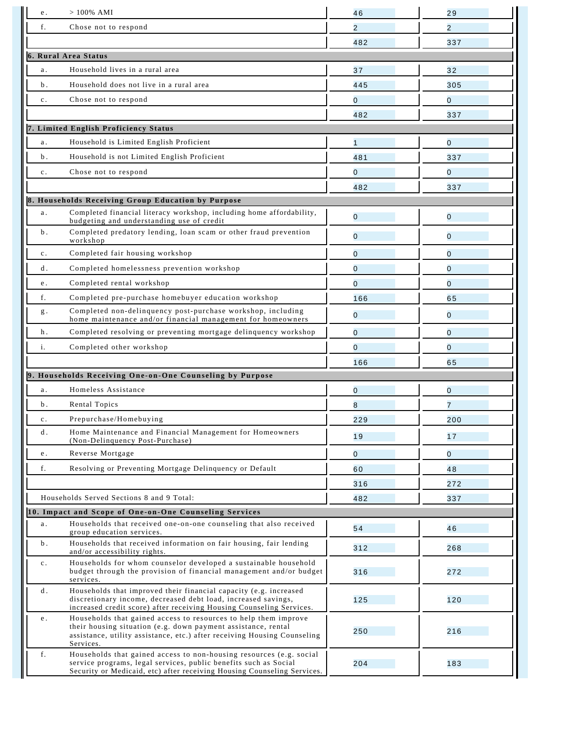| | | | |
|---|---|---|---|
| e. | > 100% AMI | 46 | 29 |
| f. | Chose not to respond | 2 | 2 |
| | | 482 | 337 |

| **6. Rural Area Status** | | | |
|---|---|---|---|
| a. | Household lives in a rural area | 37 | 32 |
| b. | Household does not live in a rural area | 445 | 305 |
| c. | Chose not to respond | 0 | 0 |
| | | 482 | 337 |

| **7. Limited English Proficiency Status** | | | |
|---|---|---|---|
| a. | Household is Limited English Proficient | 1 | 0 |
| b. | Household is not Limited English Proficient | 481 | 337 |
| c. | Chose not to respond | 0 | 0 |
| | | 482 | 337 |

| **8. Households Receiving Group Education by Purpose** | | | |
|---|---|---|---|
| a. | Completed financial literacy workshop, including home affordability, budgeting and understanding use of credit | 0 | 0 |
| b. | Completed predatory lending, loan scam or other fraud prevention workshop | 0 | 0 |
| c. | Completed fair housing workshop | 0 | 0 |
| d. | Completed homelessness prevention workshop | 0 | 0 |
| e. | Completed rental workshop | 0 | 0 |
| f. | Completed pre-purchase homebuyer education workshop | 166 | 65 |
| g. | Completed non-delinquency post-purchase workshop, including home maintenance and/or financial management for homeowners | 0 | 0 |
| h. | Completed resolving or preventing mortgage delinquency workshop | 0 | 0 |
| i. | Completed other workshop | 0 | 0 |
| | | 166 | 65 |

| **9. Households Receiving One-on-One Counseling by Purpose** | | | |
|---|---|---|---|
| a. | Homeless Assistance | 0 | 0 |
| b. | Rental Topics | 8 | 7 |
| c. | Prepurchase/Homebuying | 229 | 200 |
| d. | Home Maintenance and Financial Management for Homeowners (Non-Delinquency Post-Purchase) | 19 | 17 |
| e. | Reverse Mortgage | 0 | 0 |
| f. | Resolving or Preventing Mortgage Delinquency or Default | 60 | 48 |
| | | 316 | 272 |
| | Households Served Sections 8 and 9 Total: | 482 | 337 |

| **10. Impact and Scope of One-on-One Counseling Services** | | | |
|---|---|---|---|
| a. | Households that received one-on-one counseling that also received group education services. | 54 | 46 |
| b. | Households that received information on fair housing, fair lending and/or accessibility rights. | 312 | 268 |
| c. | Households for whom counselor developed a sustainable household budget through the provision of financial management and/or budget services. | 316 | 272 |
| d. | Households that improved their financial capacity (e.g. increased discretionary income, decreased debt load, increased savings, increased credit score) after receiving Housing Counseling Services. | 125 | 120 |
| e. | Households that gained access to resources to help them improve their housing situation (e.g. down payment assistance, rental assistance, utility assistance, etc.) after receiving Housing Counseling Services. | 250 | 216 |
| f. | Households that gained access to non-housing resources (e.g. social service programs, legal services, public benefits such as Social Security or Medicaid, etc) after receiving Housing Counseling Services. | 204 | 183 |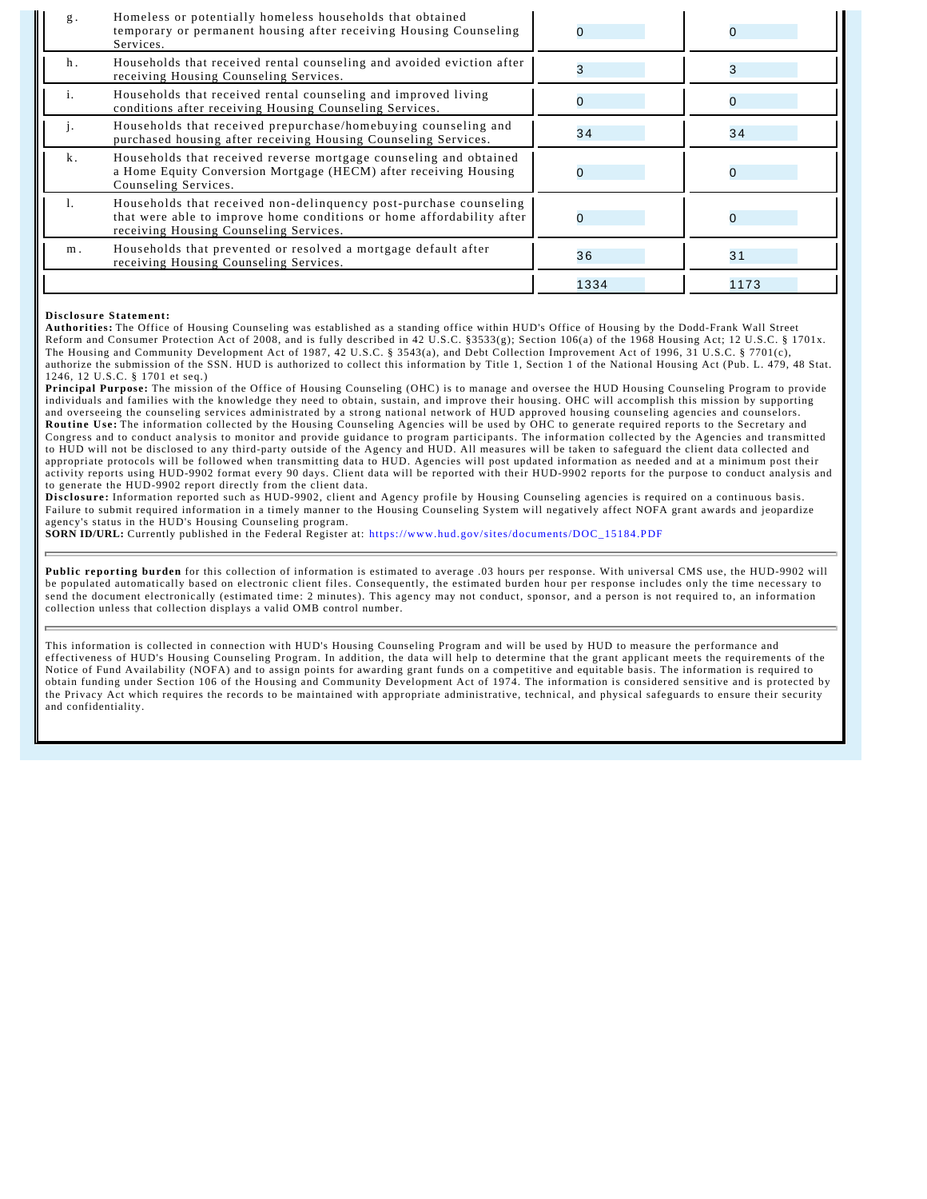| | | | |
|---|---|---|---|
| g. | Homeless or potentially homeless households that obtained temporary or permanent housing after receiving Housing Counseling Services. | 0 | 0 |
| h. | Households that received rental counseling and avoided eviction after receiving Housing Counseling Services. | 3 | 3 |
| i. | Households that received rental counseling and improved living conditions after receiving Housing Counseling Services. | 0 | 0 |
| j. | Households that received prepurchase/homebuying counseling and purchased housing after receiving Housing Counseling Services. | 34 | 34 |
| k. | Households that received reverse mortgage counseling and obtained a Home Equity Conversion Mortgage (HECM) after receiving Housing Counseling Services. | 0 | 0 |
| l. | Households that received non-delinquency post-purchase counseling that were able to improve home conditions or home affordability after receiving Housing Counseling Services. | 0 | 0 |
| m. | Households that prevented or resolved a mortgage default after receiving Housing Counseling Services. | 36 | 31 |
| | | 1334 | 1173 |

**Disclosure Statement:**
**Authorities:** The Office of Housing Counseling was established as a standing office within HUD's Office of Housing by the Dodd-Frank Wall Street Reform and Consumer Protection Act of 2008, and is fully described in 42 U.S.C. §3533(g); Section 106(a) of the 1968 Housing Act; 12 U.S.C. § 1701x. The Housing and Community Development Act of 1987, 42 U.S.C. § 3543(a), and Debt Collection Improvement Act of 1996, 31 U.S.C. § 7701(c), authorize the submission of the SSN. HUD is authorized to collect this information by Title 1, Section 1 of the National Housing Act (Pub. L. 479, 48 Stat. 1246, 12 U.S.C. § 1701 et seq.)
**Principal Purpose:** The mission of the Office of Housing Counseling (OHC) is to manage and oversee the HUD Housing Counseling Program to provide individuals and families with the knowledge they need to obtain, sustain, and improve their housing. OHC will accomplish this mission by supporting and overseeing the counseling services administrated by a strong national network of HUD approved housing counseling agencies and counselors.
**Routine Use:** The information collected by the Housing Counseling Agencies will be used by OHC to generate required reports to the Secretary and Congress and to conduct analysis to monitor and provide guidance to program participants. The information collected by the Agencies and transmitted to HUD will not be disclosed to any third-party outside of the Agency and HUD. All measures will be taken to safeguard the client data collected and appropriate protocols will be followed when transmitting data to HUD. Agencies will post updated information as needed and at a minimum post their activity reports using HUD-9902 format every 90 days. Client data will be reported with their HUD-9902 reports for the purpose to conduct analysis and to generate the HUD-9902 report directly from the client data.
**Disclosure:** Information reported such as HUD-9902, client and Agency profile by Housing Counseling agencies is required on a continuous basis. Failure to submit required information in a timely manner to the Housing Counseling System will negatively affect NOFA grant awards and jeopardize agency's status in the HUD's Housing Counseling program.
**SORN ID/URL:** Currently published in the Federal Register at: https://www.hud.gov/sites/documents/DOC_15184.PDF

---

**Public reporting burden** for this collection of information is estimated to average .03 hours per response. With universal CMS use, the HUD-9902 will be populated automatically based on electronic client files. Consequently, the estimated burden hour per response includes only the time necessary to send the document electronically (estimated time: 2 minutes). This agency may not conduct, sponsor, and a person is not required to, an information collection unless that collection displays a valid OMB control number.

---

This information is collected in connection with HUD's Housing Counseling Program and will be used by HUD to measure the performance and effectiveness of HUD's Housing Counseling Program. In addition, the data will help to determine that the grant applicant meets the requirements of the Notice of Fund Availability (NOFA) and to assign points for awarding grant funds on a competitive and equitable basis. The information is required to obtain funding under Section 106 of the Housing and Community Development Act of 1974. The information is considered sensitive and is protected by the Privacy Act which requires the records to be maintained with appropriate administrative, technical, and physical safeguards to ensure their security and confidentiality.